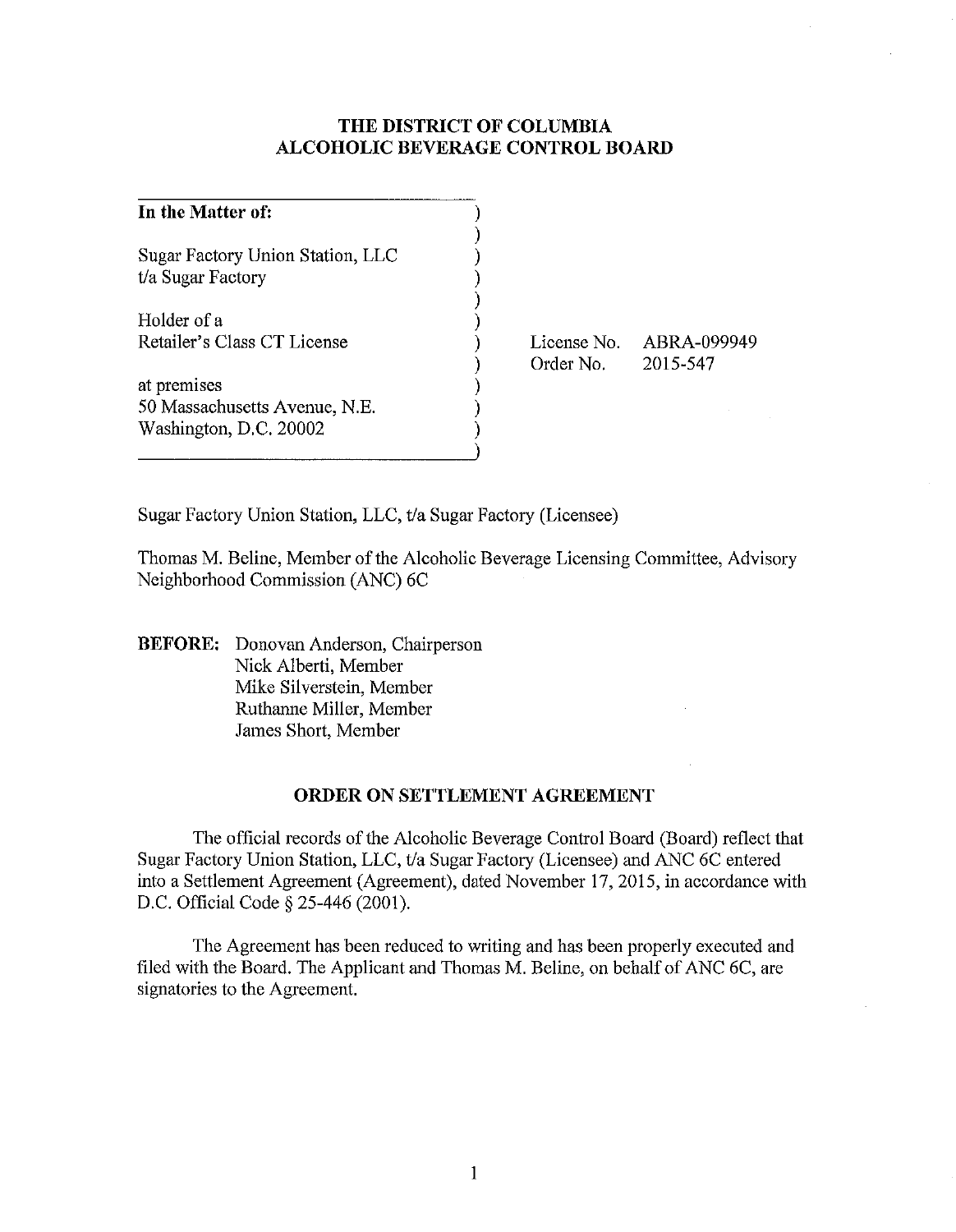# THE DISTRICT OF COLUMBIA ALCOHOLIC BEVERAGE CONTROL BOARD

| | |
|---|---|
| **In the Matter of:** | |
| Sugar Factory Union Station, LLC t/a Sugar Factory | |
| Holder of a Retailer's Class CT License | License No. ABRA-099949 |
| | Order No. 2015-547 |
| at premises 50 Massachusetts Avenue, N.E. Washington, D.C. 20002 | |

Sugar Factory Union Station, LLC, t/a Sugar Factory (Licensee)

Thomas M. Beline, Member of the Alcoholic Beverage Licensing Committee, Advisory Neighborhood Commission (ANC) 6C

**BEFORE:** Donovan Anderson, Chairperson
Nick Alberti, Member
Mike Silverstein, Member
Ruthanne Miller, Member
James Short, Member

## ORDER ON SETTLEMENT AGREEMENT

The official records of the Alcoholic Beverage Control Board (Board) reflect that Sugar Factory Union Station, LLC, t/a Sugar Factory (Licensee) and ANC 6C entered into a Settlement Agreement (Agreement), dated November 17, 2015, in accordance with D.C. Official Code § 25-446 (2001).

The Agreement has been reduced to writing and has been properly executed and filed with the Board. The Applicant and Thomas M. Beline, on behalf of ANC 6C, are signatories to the Agreement.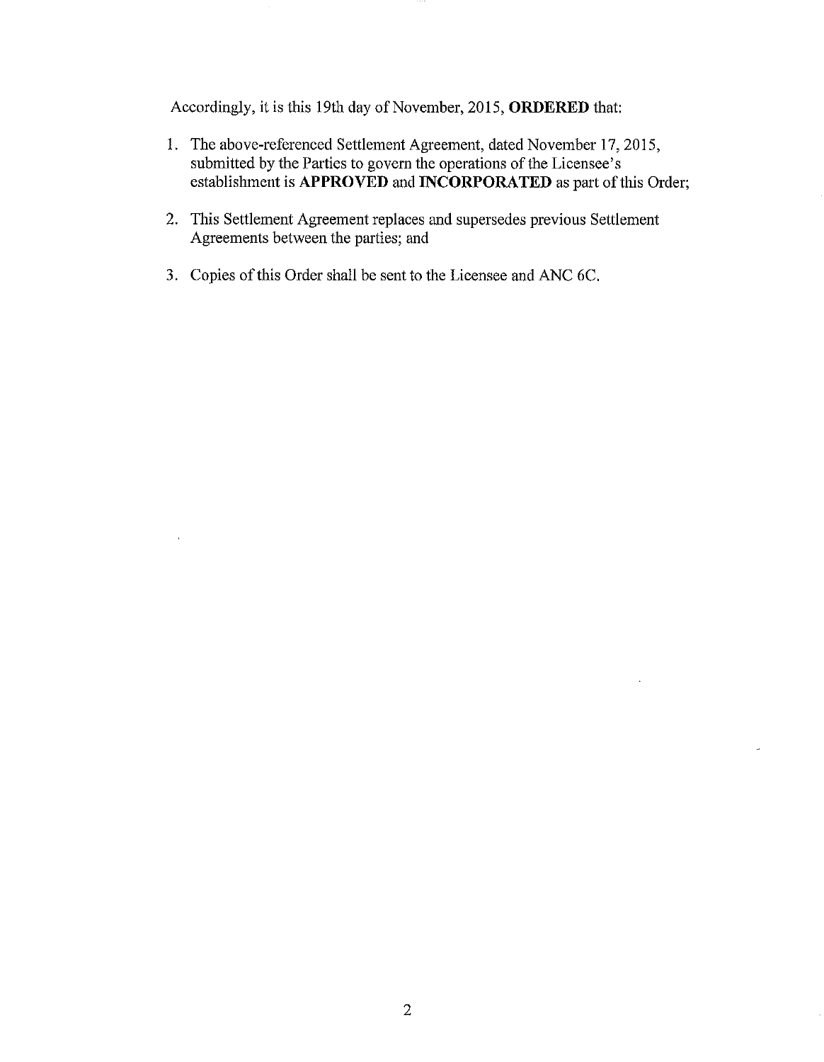Accordingly, it is this 19th day of November, 2015, **ORDERED** that:

1. The above-referenced Settlement Agreement, dated November 17, 2015, submitted by the Parties to govern the operations of the Licensee's establishment is **APPROVED** and **INCORPORATED** as part of this Order;

2. This Settlement Agreement replaces and supersedes previous Settlement Agreements between the parties; and

3. Copies of this Order shall be sent to the Licensee and ANC 6C.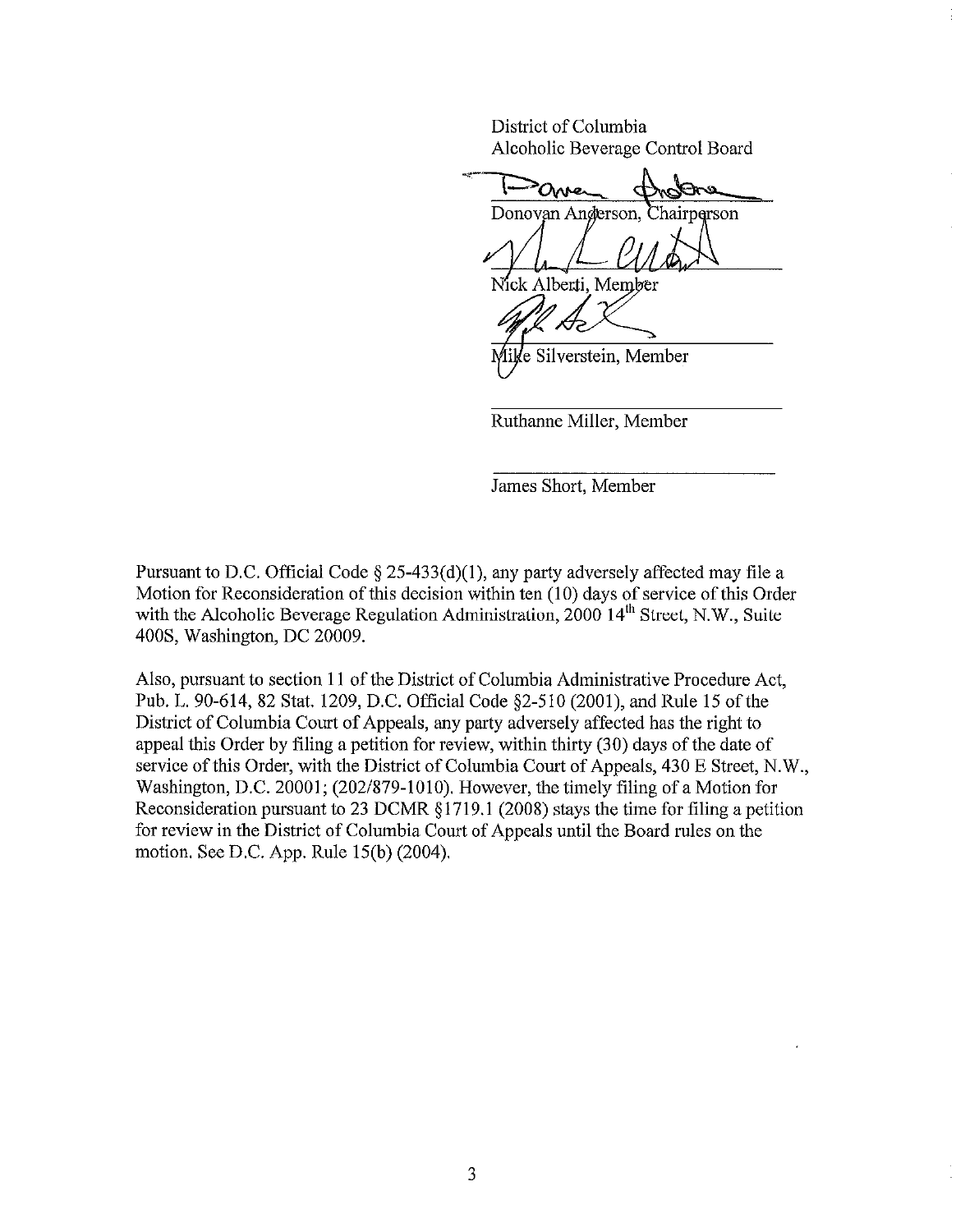District of Columbia
Alcoholic Beverage Control Board

Donovan Anderson, Chairperson

Nick Alberti, Member

Mike Silverstein, Member

Ruthanne Miller, Member

James Short, Member

Pursuant to D.C. Official Code § 25-433(d)(1), any party adversely affected may file a Motion for Reconsideration of this decision within ten (10) days of service of this Order with the Alcoholic Beverage Regulation Administration, 2000 14th Street, N.W., Suite 400S, Washington, DC 20009.

Also, pursuant to section 11 of the District of Columbia Administrative Procedure Act, Pub. L. 90-614, 82 Stat. 1209, D.C. Official Code §2-510 (2001), and Rule 15 of the District of Columbia Court of Appeals, any party adversely affected has the right to appeal this Order by filing a petition for review, within thirty (30) days of the date of service of this Order, with the District of Columbia Court of Appeals, 430 E Street, N.W., Washington, D.C. 20001; (202/879-1010). However, the timely filing of a Motion for Reconsideration pursuant to 23 DCMR §1719.1 (2008) stays the time for filing a petition for review in the District of Columbia Court of Appeals until the Board rules on the motion. See D.C. App. Rule 15(b) (2004).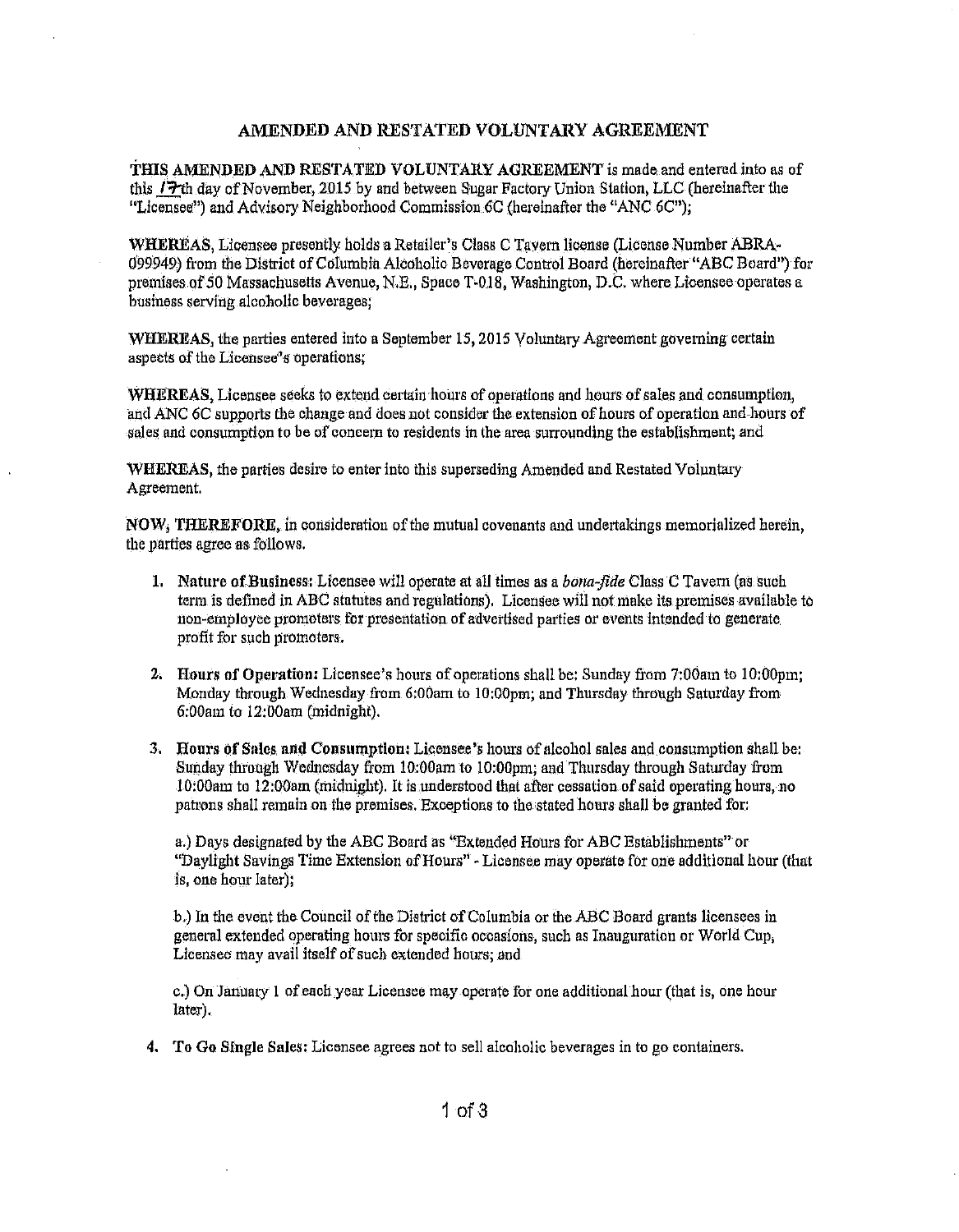## AMENDED AND RESTATED VOLUNTARY AGREEMENT

**THIS AMENDED AND RESTATED VOLUNTARY AGREEMENT** is made and entered into as of this 17th day of November, 2015 by and between Sugar Factory Union Station, LLC (hereinafter the "Licensee") and Advisory Neighborhood Commission 6C (hereinafter the "ANC 6C");

**WHEREAS**, Licensee presently holds a Retailer's Class C Tavern license (License Number ABRA-099949) from the District of Columbia Alcoholic Beverage Control Board (hereinafter "ABC Board") for premises of 50 Massachusetts Avenue, N.E., Space T-018, Washington, D.C. where Licensee operates a business serving alcoholic beverages;

**WHEREAS**, the parties entered into a September 15, 2015 Voluntary Agreement governing certain aspects of the Licensee's operations;

**WHEREAS**, Licensee seeks to extend certain hours of operations and hours of sales and consumption, and ANC 6C supports the change and does not consider the extension of hours of operation and hours of sales and consumption to be of concern to residents in the area surrounding the establishment; and

**WHEREAS**, the parties desire to enter into this superseding Amended and Restated Voluntary Agreement.

**NOW, THEREFORE**, in consideration of the mutual covenants and undertakings memorialized herein, the parties agree as follows.

1. **Nature of Business:** Licensee will operate at all times as a *bona-fide* Class C Tavern (as such term is defined in ABC statutes and regulations). Licensee will not make its premises available to non-employee promoters for presentation of advertised parties or events intended to generate profit for such promoters.

2. **Hours of Operation:** Licensee's hours of operations shall be: Sunday from 7:00am to 10:00pm; Monday through Wednesday from 6:00am to 10:00pm; and Thursday through Saturday from 6:00am to 12:00am (midnight).

3. **Hours of Sales and Consumption:** Licensee's hours of alcohol sales and consumption shall be: Sunday through Wednesday from 10:00am to 10:00pm; and Thursday through Saturday from 10:00am to 12:00am (midnight). It is understood that after cessation of said operating hours, no patrons shall remain on the premises. Exceptions to the stated hours shall be granted for:

   a.) Days designated by the ABC Board as "Extended Hours for ABC Establishments" or "Daylight Savings Time Extension of Hours" - Licensee may operate for one additional hour (that is, one hour later);

   b.) In the event the Council of the District of Columbia or the ABC Board grants licensees in general extended operating hours for specific occasions, such as Inauguration or World Cup, Licensee may avail itself of such extended hours; and

   c.) On January 1 of each year Licensee may operate for one additional hour (that is, one hour later).

4. **To Go Single Sales:** Licensee agrees not to sell alcoholic beverages in to go containers.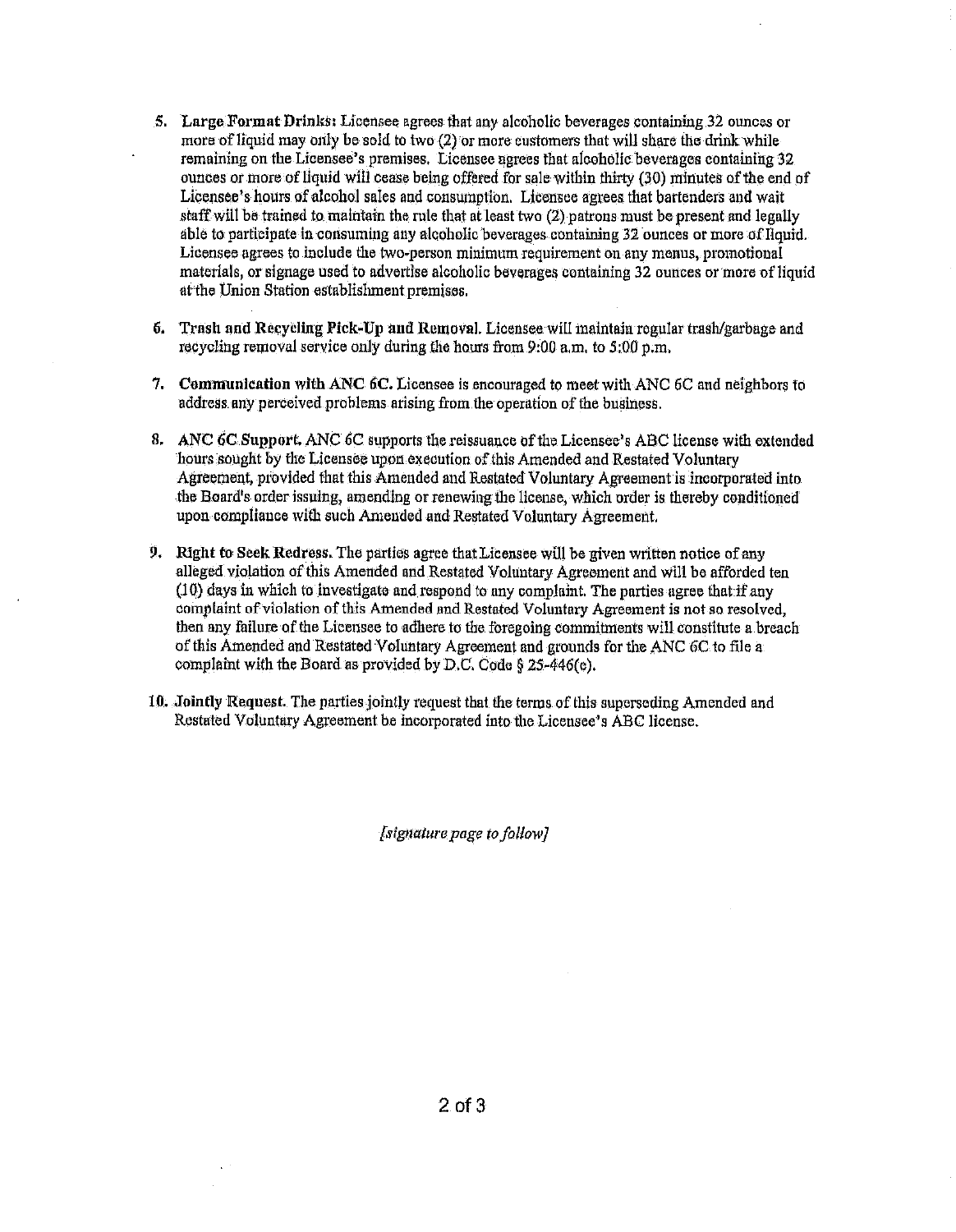5. **Large Format Drinks:** Licensee agrees that any alcoholic beverages containing 32 ounces or more of liquid may only be sold to two (2) or more customers that will share the drink while remaining on the Licensee's premises. Licensee agrees that alcoholic beverages containing 32 ounces or more of liquid will cease being offered for sale within thirty (30) minutes of the end of Licensee's hours of alcohol sales and consumption. Licensee agrees that bartenders and wait staff will be trained to maintain the rule that at least two (2) patrons must be present and legally able to participate in consuming any alcoholic beverages containing 32 ounces or more of liquid. Licensee agrees to include the two-person minimum requirement on any menus, promotional materials, or signage used to advertise alcoholic beverages containing 32 ounces or more of liquid at the Union Station establishment premises.

6. **Trash and Recycling Pick-Up and Removal.** Licensee will maintain regular trash/garbage and recycling removal service only during the hours from 9:00 a.m. to 5:00 p.m.

7. **Communication with ANC 6C.** Licensee is encouraged to meet with ANC 6C and neighbors to address any perceived problems arising from the operation of the business.

8. **ANC 6C Support.** ANC 6C supports the reissuance of the Licensee's ABC license with extended hours sought by the Licensee upon execution of this Amended and Restated Voluntary Agreement, provided that this Amended and Restated Voluntary Agreement is incorporated into the Board's order issuing, amending or renewing the license, which order is thereby conditioned upon compliance with such Amended and Restated Voluntary Agreement.

9. **Right to Seek Redress.** The parties agree that Licensee will be given written notice of any alleged violation of this Amended and Restated Voluntary Agreement and will be afforded ten (10) days in which to investigate and respond to any complaint. The parties agree that if any complaint of violation of this Amended and Restated Voluntary Agreement is not so resolved, then any failure of the Licensee to adhere to the foregoing commitments will constitute a breach of this Amended and Restated Voluntary Agreement and grounds for the ANC 6C to file a complaint with the Board as provided by D.C. Code § 25-446(e).

10. **Jointly Request.** The parties jointly request that the terms of this superseding Amended and Restated Voluntary Agreement be incorporated into the Licensee's ABC license.

*[signature page to follow]*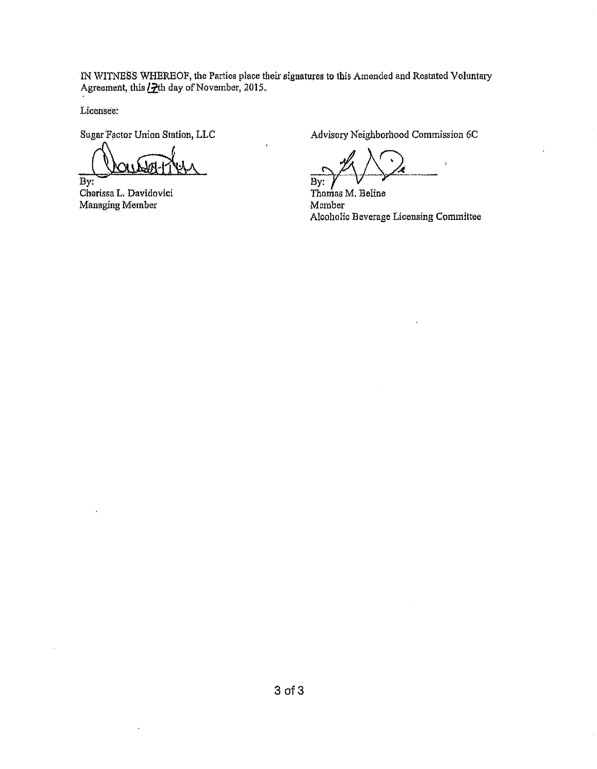IN WITNESS WHEREOF, the Parties place their signatures to this Amended and Restated Voluntary Agreement, this 17th day of November, 2015.

Licensee:

Sugar Factor Union Station, LLC

By:
Charissa L. Davidovici
Managing Member

Advisory Neighborhood Commission 6C

By:
Thomas M. Beline
Member
Alcoholic Beverage Licensing Committee